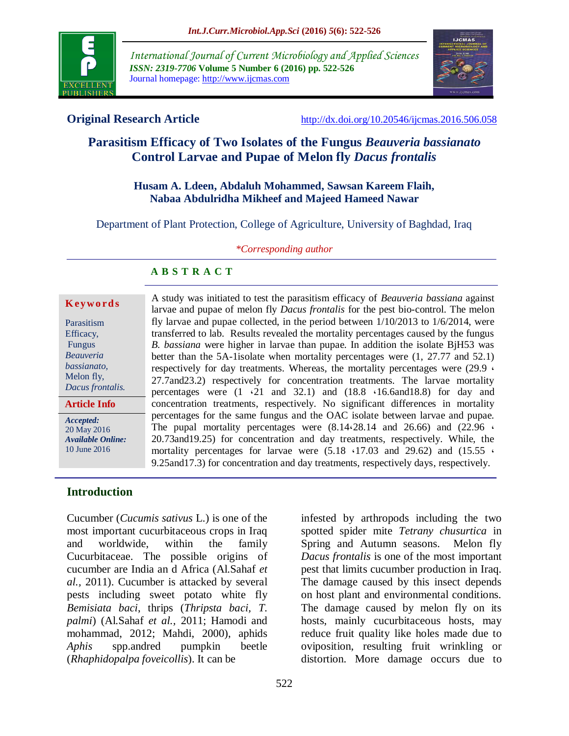**Original Research Article** http://dx.doi.org/10.20546/ijcmas.2016.506.058

# Parasitism Efficacy of Two Isolates of the Fungus *Beauveria bassianato* Control Larvae and Pupae of Melon fly *Dacus frontalis*

**Husam A. Ldeen, Abdaluh Mohammed, Sawsan Kareem Flaih, Nabaa Abdulridha Mikheef and Majeed Hameed Nawar**

Department of Plant Protection, College of Agriculture, University of Baghdad, Iraq

*\*Corresponding author*

**Keywords**

Parasitism Efficacy, Fungus *Beauveria bassianato,* Melon fly, *Dacus frontalis.*

**Article Info**

***Accepted:*** 20 May 2016
***Available Online:*** 10 June 2016

## ABSTRACT

A study was initiated to test the parasitism efficacy of *Beauveria bassiana* against larvae and pupae of melon fly *Dacus frontalis* for the pest bio-control. The melon fly larvae and pupae collected, in the period between 1/10/2013 to 1/6/2014, were transferred to lab. Results revealed the mortality percentages caused by the fungus *B. bassiana* were higher in larvae than pupae. In addition the isolate BjH53 was better than the 5A-1isolate when mortality percentages were (1, 27.77 and 52.1) respectively for day treatments. Whereas, the mortality percentages were (29.9 ، 27.7and23.2) respectively for concentration treatments. The larvae mortality percentages were (1 ،21 and 32.1) and (18.8 ،16.6and18.8) for day and concentration treatments, respectively. No significant differences in mortality percentages for the same fungus and the OAC isolate between larvae and pupae. The pupal mortality percentages were (8.14،28.14 and 26.66) and (22.96 ، 20.73and19.25) for concentration and day treatments, respectively. While, the mortality percentages for larvae were (5.18 ،17.03 and 29.62) and (15.55 ، 9.25and17.3) for concentration and day treatments, respectively days, respectively.

## Introduction

Cucumber (*Cucumis sativus* L.) is one of the most important cucurbitaceous crops in Iraq and worldwide, within the family Cucurbitaceae. The possible origins of cucumber are India an d Africa (Al.Sahaf *et al.*, 2011). Cucumber is attacked by several pests including sweet potato white fly *Bemisiata baci*, thrips (*Thripsta baci, T. palmi*) (Al.Sahaf *et al.*, 2011; Hamodi and mohammad, 2012; Mahdi, 2000), aphids *Aphis* spp.andred pumpkin beetle (*Rhaphidopalpa foveicollis*). It can be infested by arthropods including the two spotted spider mite *Tetrany chusurtica* in Spring and Autumn seasons. Melon fly *Dacus frontalis* is one of the most important pest that limits cucumber production in Iraq. The damage caused by this insect depends on host plant and environmental conditions. The damage caused by melon fly on its hosts, mainly cucurbitaceous hosts, may reduce fruit quality like holes made due to oviposition, resulting fruit wrinkling or distortion. More damage occurs due to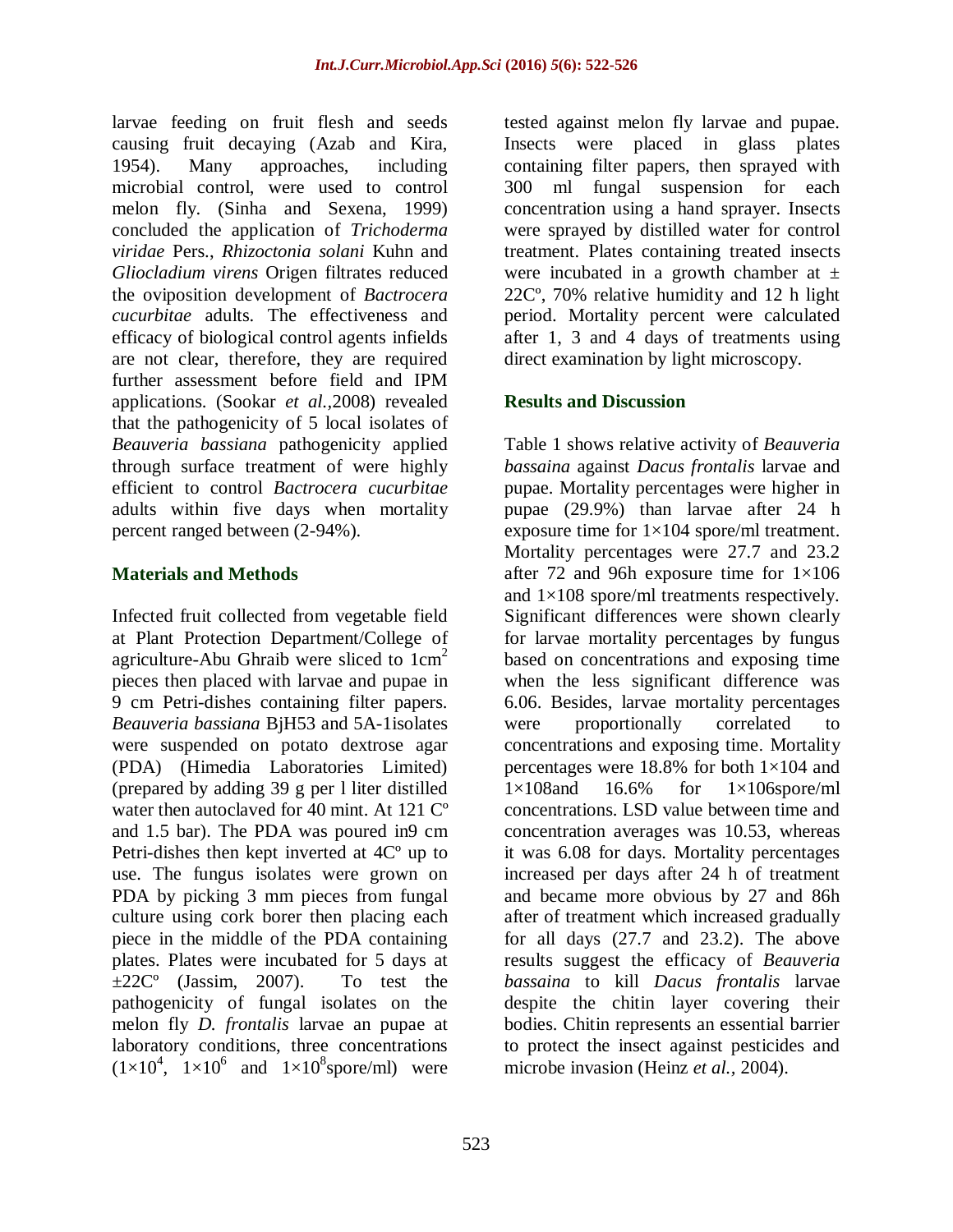larvae feeding on fruit flesh and seeds causing fruit decaying (Azab and Kira, 1954). Many approaches, including microbial control, were used to control melon fly. (Sinha and Sexena, 1999) concluded the application of *Trichoderma viridae* Pers., *Rhizoctonia solani* Kuhn and *Gliocladium virens* Origen filtrates reduced the oviposition development of *Bactrocera cucurbitae* adults. The effectiveness and efficacy of biological control agents infields are not clear, therefore, they are required further assessment before field and IPM applications. (Sookar *et al.*,2008) revealed that the pathogenicity of 5 local isolates of *Beauveria bassiana* pathogenicity applied through surface treatment of were highly efficient to control *Bactrocera cucurbitae* adults within five days when mortality percent ranged between (2-94%).

## Materials and Methods

Infected fruit collected from vegetable field at Plant Protection Department/College of agriculture-Abu Ghraib were sliced to 1cm$^2$ pieces then placed with larvae and pupae in 9 cm Petri-dishes containing filter papers. *Beauveria bassiana* BjH53 and 5A-1isolates were suspended on potato dextrose agar (PDA) (Himedia Laboratories Limited) (prepared by adding 39 g per l liter distilled water then autoclaved for 40 mint. At 121 Cº and 1.5 bar). The PDA was poured in9 cm Petri-dishes then kept inverted at 4Cº up to use. The fungus isolates were grown on PDA by picking 3 mm pieces from fungal culture using cork borer then placing each piece in the middle of the PDA containing plates. Plates were incubated for 5 days at ±22Cº (Jassim, 2007). To test the pathogenicity of fungal isolates on the melon fly *D. frontalis* larvae an pupae at laboratory conditions, three concentrations ($1\times10^4$, $1\times10^6$ and $1\times10^8$spore/ml) were tested against melon fly larvae and pupae. Insects were placed in glass plates containing filter papers, then sprayed with 300 ml fungal suspension for each concentration using a hand sprayer. Insects were sprayed by distilled water for control treatment. Plates containing treated insects were incubated in a growth chamber at ± 22Cº, 70% relative humidity and 12 h light period. Mortality percent were calculated after 1, 3 and 4 days of treatments using direct examination by light microscopy.

## Results and Discussion

Table 1 shows relative activity of *Beauveria bassaina* against *Dacus frontalis* larvae and pupae. Mortality percentages were higher in pupae (29.9%) than larvae after 24 h exposure time for 1×104 spore/ml treatment. Mortality percentages were 27.7 and 23.2 after 72 and 96h exposure time for 1×106 and 1×108 spore/ml treatments respectively. Significant differences were shown clearly for larvae mortality percentages by fungus based on concentrations and exposing time when the less significant difference was 6.06. Besides, larvae mortality percentages were proportionally correlated to concentrations and exposing time. Mortality percentages were 18.8% for both 1×104 and 1×108and 16.6% for 1×106spore/ml concentrations. LSD value between time and concentration averages was 10.53, whereas it was 6.08 for days. Mortality percentages increased per days after 24 h of treatment and became more obvious by 27 and 86h after of treatment which increased gradually for all days (27.7 and 23.2). The above results suggest the efficacy of *Beauveria bassaina* to kill *Dacus frontalis* larvae despite the chitin layer covering their bodies. Chitin represents an essential barrier to protect the insect against pesticides and microbe invasion (Heinz *et al.*, 2004).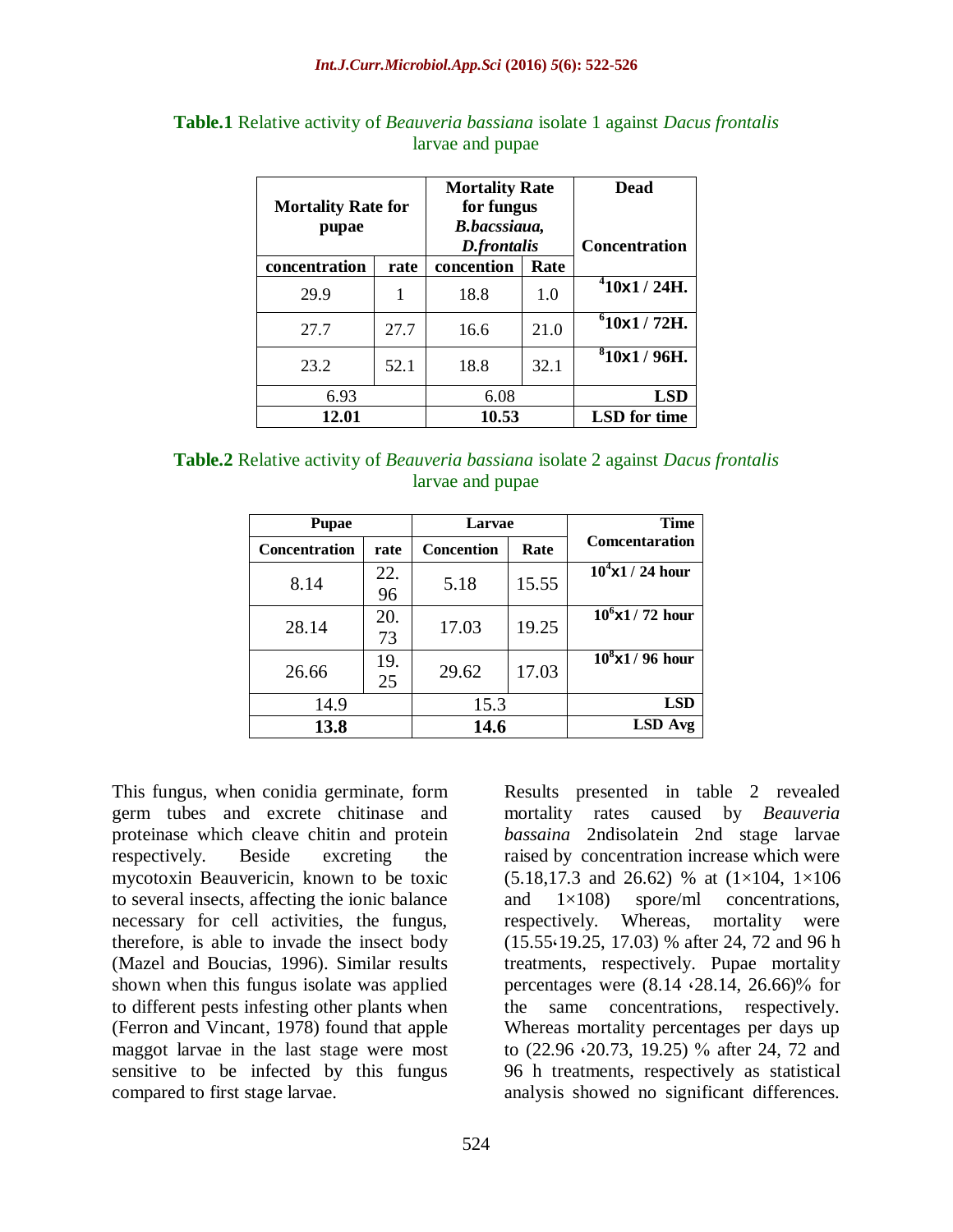**Table.1** Relative activity of *Beauveria bassiana* isolate 1 against *Dacus frontalis* larvae and pupae

| Mortality Rate for pupae | | Mortality Rate for fungus *B.bacssiaua, D.frontalis* | | Dead Concentration |
|---|---|---|---|---|
| concentration | rate | concention | Rate | |
| 29.9 | 1 | 18.8 | 1.0 | $^{4}$10x1 / 24H. |
| 27.7 | 27.7 | 16.6 | 21.0 | $^{6}$10x1 / 72H. |
| 23.2 | 52.1 | 18.8 | 32.1 | $^{8}$10x1 / 96H. |
| 6.93 | | 6.08 | | **LSD** |
| **12.01** | | **10.53** | | **LSD for time** |

**Table.2** Relative activity of *Beauveria bassiana* isolate 2 against *Dacus frontalis* larvae and pupae

| Pupae | | Larvae | | Time Comcentaration |
|---|---|---|---|---|
| Concentration | rate | Concention | Rate | |
| 8.14 | 22.96 | 5.18 | 15.55 | $10^{4}$x1 / 24 hour |
| 28.14 | 20.73 | 17.03 | 19.25 | $10^{6}$x1 / 72 hour |
| 26.66 | 19.25 | 29.62 | 17.03 | $10^{8}$x1 / 96 hour |
| 14.9 | | 15.3 | | **LSD** |
| **13.8** | | **14.6** | | **LSD Avg** |

This fungus, when conidia germinate, form germ tubes and excrete chitinase and proteinase which cleave chitin and protein respectively. Beside excreting the mycotoxin Beauvericin, known to be toxic to several insects, affecting the ionic balance necessary for cell activities, the fungus, therefore, is able to invade the insect body (Mazel and Boucias, 1996). Similar results shown when this fungus isolate was applied to different pests infesting other plants when (Ferron and Vincant, 1978) found that apple maggot larvae in the last stage were most sensitive to be infected by this fungus compared to first stage larvae.

Results presented in table 2 revealed mortality rates caused by *Beauveria bassaina* 2ndisolatein 2nd stage larvae raised by concentration increase which were (5.18,17.3 and 26.62) % at (1×104, 1×106 and 1×108) spore/ml concentrations, respectively. Whereas, mortality were (15.55،19.25, 17.03) % after 24, 72 and 96 h treatments, respectively. Pupae mortality percentages were (8.14 ،28.14, 26.66)% for the same concentrations, respectively. Whereas mortality percentages per days up to (22.96 ،20.73, 19.25) % after 24, 72 and 96 h treatments, respectively as statistical analysis showed no significant differences.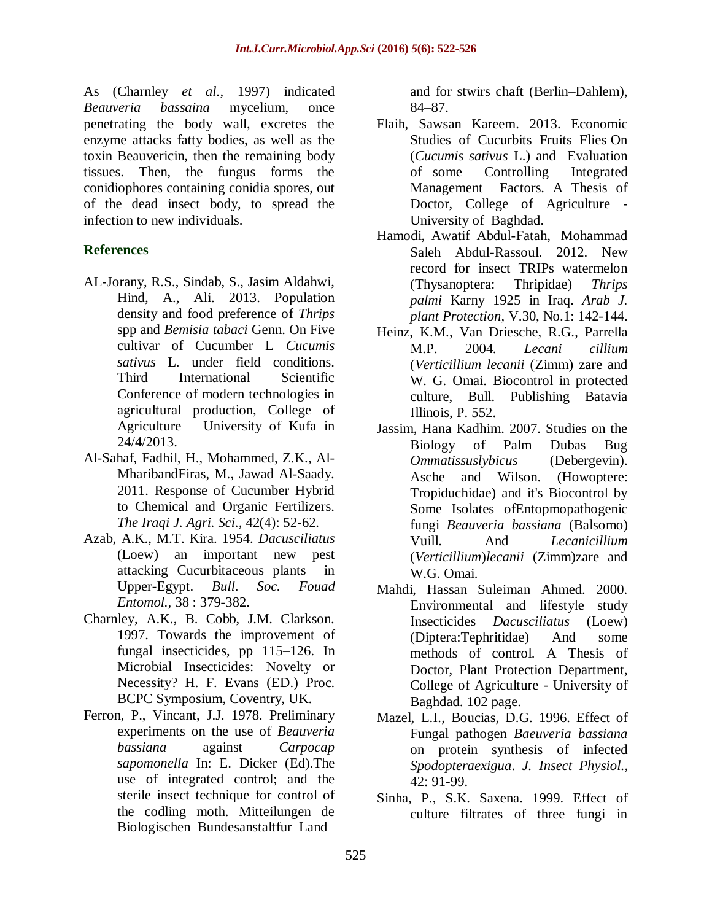As (Charnley *et al.,* 1997) indicated *Beauveria bassaina* mycelium, once penetrating the body wall, excretes the enzyme attacks fatty bodies, as well as the toxin Beauvericin, then the remaining body tissues. Then, the fungus forms the conidiophores containing conidia spores, out of the dead insect body, to spread the infection to new individuals.

## References

AL-Jorany, R.S., Sindab, S., Jasim Aldahwi, Hind, A., Ali. 2013. Population density and food preference of *Thrips* spp and *Bemisia tabaci* Genn. On Five cultivar of Cucumber L *Cucumis sativus* L. under field conditions. Third International Scientific Conference of modern technologies in agricultural production, College of Agriculture – University of Kufa in 24/4/2013.

Al-Sahaf, Fadhil, H., Mohammed, Z.K., Al-MharibandFiras, M., Jawad Al-Saady. 2011. Response of Cucumber Hybrid to Chemical and Organic Fertilizers. *The Iraqi J. Agri. Sci.,* 42(4): 52-62.

Azab, A.K., M.T. Kira. 1954. *Dacusciliatus* (Loew) an important new pest attacking Cucurbitaceous plants in Upper-Egypt. *Bull. Soc. Fouad Entomol.,* 38 : 379-382.

Charnley, A.K., B. Cobb, J.M. Clarkson. 1997. Towards the improvement of fungal insecticides, pp 115–126. In Microbial Insecticides: Novelty or Necessity? H. F. Evans (ED.) Proc. BCPC Symposium, Coventry, UK.

Ferron, P., Vincant, J.J. 1978. Preliminary experiments on the use of *Beauveria bassiana* against *Carpocap sapomonella* In: E. Dicker (Ed).The use of integrated control; and the sterile insect technique for control of the codling moth. Mitteilungen de Biologischen Bundesanstaltfur Land– and for stwirs chaft (Berlin–Dahlem), 84–87.

Flaih, Sawsan Kareem. 2013. Economic Studies of Cucurbits Fruits Flies On (*Cucumis sativus* L.) and Evaluation of some Controlling Integrated Management Factors. A Thesis of Doctor, College of Agriculture - University of Baghdad.

Hamodi, Awatif Abdul-Fatah, Mohammad Saleh Abdul-Rassoul. 2012. New record for insect TRIPs watermelon (Thysanoptera: Thripidae) *Thrips palmi* Karny 1925 in Iraq. *Arab J. plant Protection,* V.30, No.1: 142-144.

Heinz, K.M., Van Driesche, R.G., Parrella M.P. 2004. *Lecani cillium* (*Verticillium lecanii* (Zimm) zare and W. G. Omai. Biocontrol in protected culture, Bull. Publishing Batavia Illinois, P. 552.

Jassim, Hana Kadhim. 2007. Studies on the Biology of Palm Dubas Bug *Ommatissuslybicus* (Debergevin). Asche and Wilson. (Howoptere: Tropiduchidae) and it's Biocontrol by Some Isolates ofEntopmopathogenic fungi *Beauveria bassiana* (Balsomo) Vuill. And *Lecanicillium* (*Verticillium*)*lecanii* (Zimm)zare and W.G. Omai.

Mahdi, Hassan Suleiman Ahmed. 2000. Environmental and lifestyle study Insecticides *Dacusciliatus* (Loew) (Diptera:Tephritidae) And some methods of control. A Thesis of Doctor, Plant Protection Department, College of Agriculture - University of Baghdad. 102 page.

Mazel, L.I., Boucias, D.G. 1996. Effect of Fungal pathogen *Baeuveria bassiana* on protein synthesis of infected *Spodopteraexigua*. *J. Insect Physiol.,* 42: 91-99.

Sinha, P., S.K. Saxena. 1999. Effect of culture filtrates of three fungi in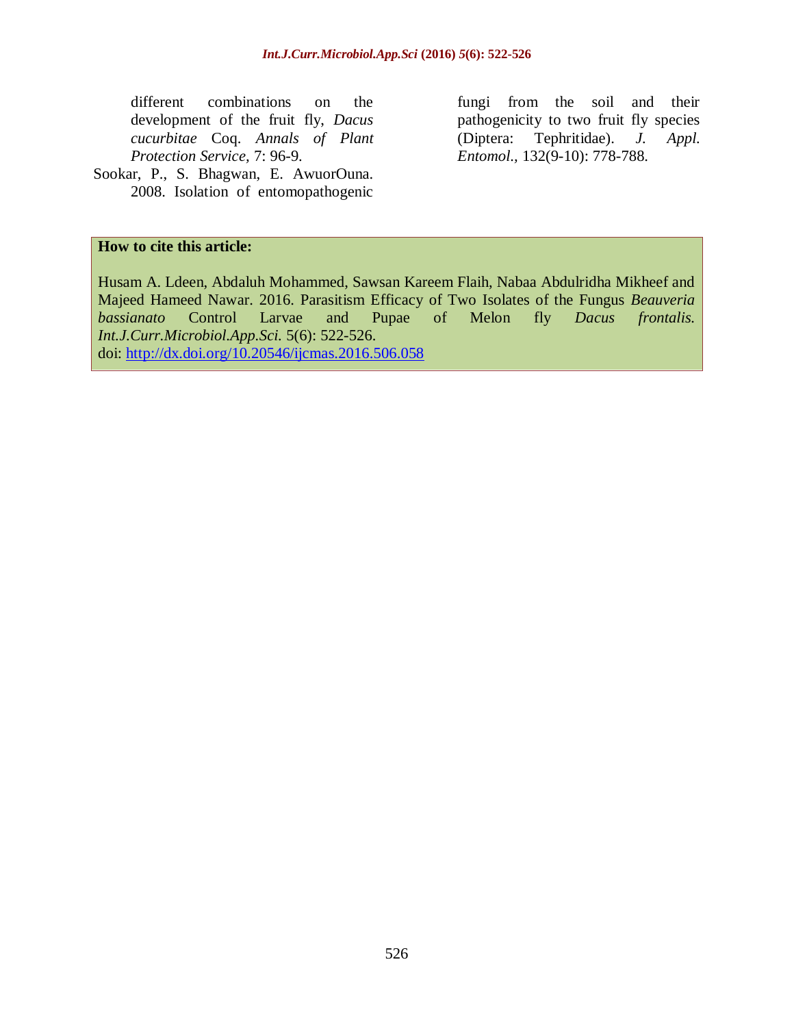different combinations on the development of the fruit fly, *Dacus cucurbitae* Coq. *Annals of Plant Protection Service,* 7: 96-9.

Sookar, P., S. Bhagwan, E. AwuorOuna. 2008. Isolation of entomopathogenic fungi from the soil and their pathogenicity to two fruit fly species (Diptera: Tephritidae). *J. Appl. Entomol.,* 132(9-10): 778-788.

**How to cite this article:**

Husam A. Ldeen, Abdaluh Mohammed, Sawsan Kareem Flaih, Nabaa Abdulridha Mikheef and Majeed Hameed Nawar. 2016. Parasitism Efficacy of Two Isolates of the Fungus *Beauveria bassianato* Control Larvae and Pupae of Melon fly *Dacus frontalis. Int.J.Curr.Microbiol.App.Sci.* 5(6): 522-526.
doi: http://dx.doi.org/10.20546/ijcmas.2016.506.058